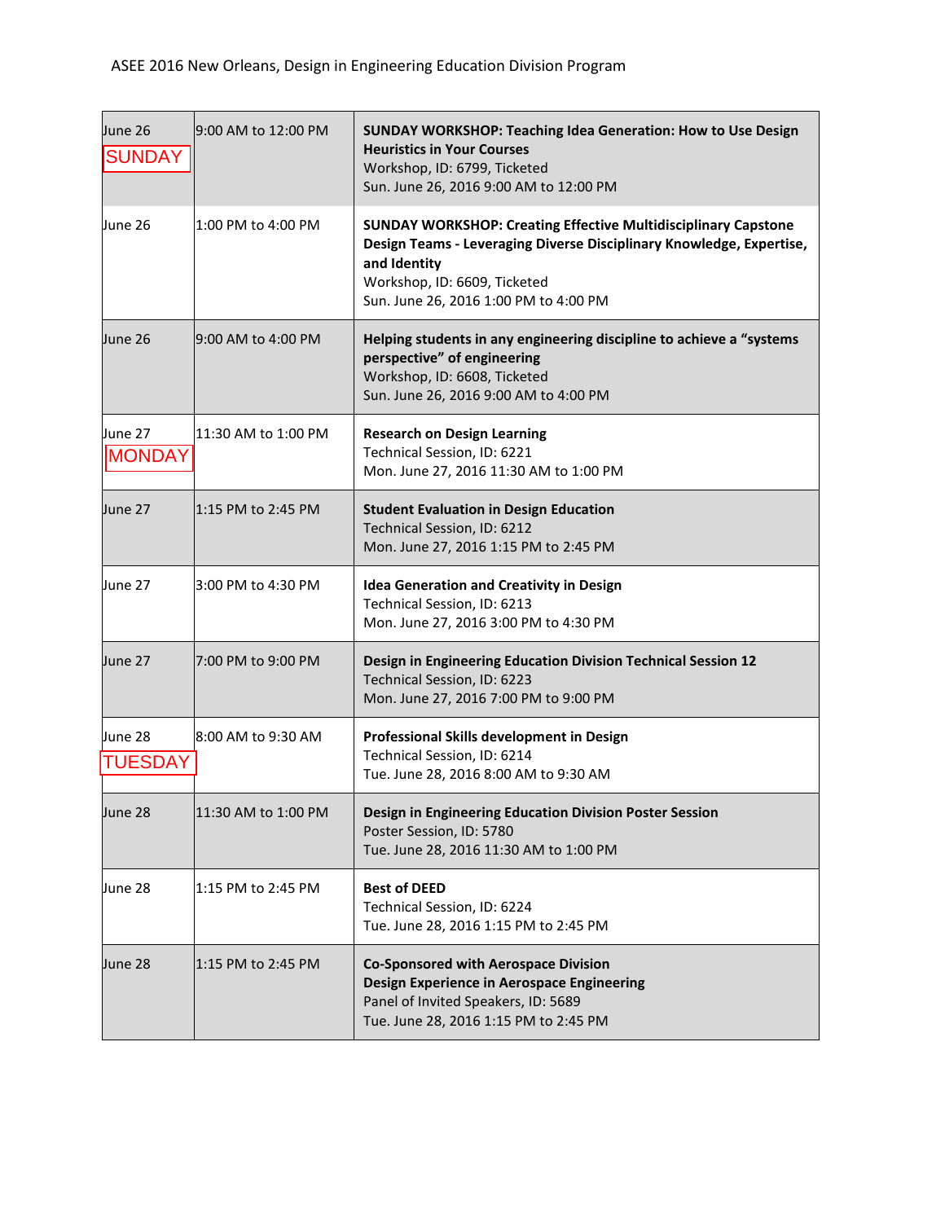ASEE 2016 New Orleans, Design in Engineering Education Division Program

| | | |
|---|---|---|
| June 26 SUNDAY | 9:00 AM to 12:00 PM | **SUNDAY WORKSHOP: Teaching Idea Generation: How to Use Design Heuristics in Your Courses**<br>Workshop, ID: 6799, Ticketed<br>Sun. June 26, 2016 9:00 AM to 12:00 PM |
| June 26 | 1:00 PM to 4:00 PM | **SUNDAY WORKSHOP: Creating Effective Multidisciplinary Capstone Design Teams - Leveraging Diverse Disciplinary Knowledge, Expertise, and Identity**<br>Workshop, ID: 6609, Ticketed<br>Sun. June 26, 2016 1:00 PM to 4:00 PM |
| June 26 | 9:00 AM to 4:00 PM | **Helping students in any engineering discipline to achieve a "systems perspective" of engineering**<br>Workshop, ID: 6608, Ticketed<br>Sun. June 26, 2016 9:00 AM to 4:00 PM |
| June 27 MONDAY | 11:30 AM to 1:00 PM | **Research on Design Learning**<br>Technical Session, ID: 6221<br>Mon. June 27, 2016 11:30 AM to 1:00 PM |
| June 27 | 1:15 PM to 2:45 PM | **Student Evaluation in Design Education**<br>Technical Session, ID: 6212<br>Mon. June 27, 2016 1:15 PM to 2:45 PM |
| June 27 | 3:00 PM to 4:30 PM | **Idea Generation and Creativity in Design**<br>Technical Session, ID: 6213<br>Mon. June 27, 2016 3:00 PM to 4:30 PM |
| June 27 | 7:00 PM to 9:00 PM | **Design in Engineering Education Division Technical Session 12**<br>Technical Session, ID: 6223<br>Mon. June 27, 2016 7:00 PM to 9:00 PM |
| June 28 TUESDAY | 8:00 AM to 9:30 AM | **Professional Skills development in Design**<br>Technical Session, ID: 6214<br>Tue. June 28, 2016 8:00 AM to 9:30 AM |
| June 28 | 11:30 AM to 1:00 PM | **Design in Engineering Education Division Poster Session**<br>Poster Session, ID: 5780<br>Tue. June 28, 2016 11:30 AM to 1:00 PM |
| June 28 | 1:15 PM to 2:45 PM | **Best of DEED**<br>Technical Session, ID: 6224<br>Tue. June 28, 2016 1:15 PM to 2:45 PM |
| June 28 | 1:15 PM to 2:45 PM | **Co-Sponsored with Aerospace Division**<br>**Design Experience in Aerospace Engineering**<br>Panel of Invited Speakers, ID: 5689<br>Tue. June 28, 2016 1:15 PM to 2:45 PM |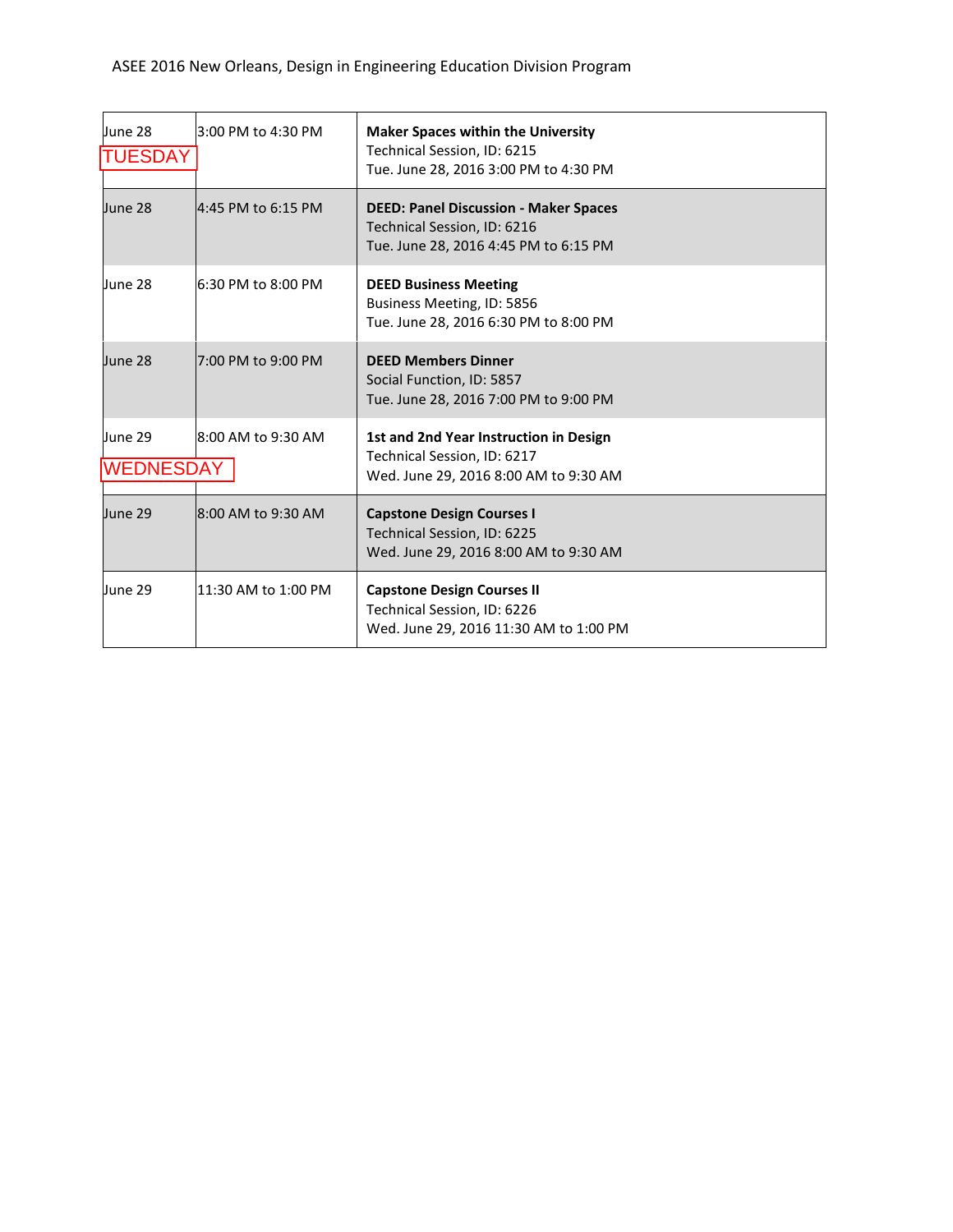ASEE 2016 New Orleans, Design in Engineering Education Division Program

| | | |
|---|---|---|
| June 28 TUESDAY | 3:00 PM to 4:30 PM | **Maker Spaces within the University** Technical Session, ID: 6215 Tue. June 28, 2016 3:00 PM to 4:30 PM |
| June 28 | 4:45 PM to 6:15 PM | **DEED: Panel Discussion - Maker Spaces** Technical Session, ID: 6216 Tue. June 28, 2016 4:45 PM to 6:15 PM |
| June 28 | 6:30 PM to 8:00 PM | **DEED Business Meeting** Business Meeting, ID: 5856 Tue. June 28, 2016 6:30 PM to 8:00 PM |
| June 28 | 7:00 PM to 9:00 PM | **DEED Members Dinner** Social Function, ID: 5857 Tue. June 28, 2016 7:00 PM to 9:00 PM |
| June 29 WEDNESDAY | 8:00 AM to 9:30 AM | **1st and 2nd Year Instruction in Design** Technical Session, ID: 6217 Wed. June 29, 2016 8:00 AM to 9:30 AM |
| June 29 | 8:00 AM to 9:30 AM | **Capstone Design Courses I** Technical Session, ID: 6225 Wed. June 29, 2016 8:00 AM to 9:30 AM |
| June 29 | 11:30 AM to 1:00 PM | **Capstone Design Courses II** Technical Session, ID: 6226 Wed. June 29, 2016 11:30 AM to 1:00 PM |